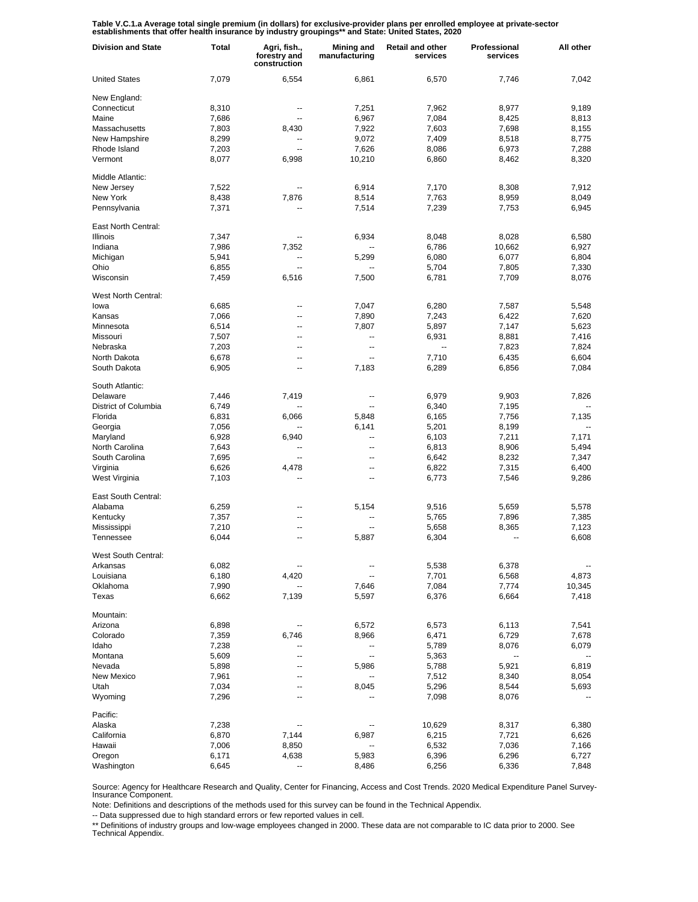**Table V.C.1.a Average total single premium (in dollars) for exclusive-provider plans per enrolled employee at private-sector establishments that offer health insurance by industry groupings\*\* and State: United States, 2020**

| Division and State | Total | Agri, fish., forestry and construction | Mining and manufacturing | Retail and other services | Professional services | All other |
|---|---|---|---|---|---|---|
| United States | 7,079 | 6,554 | 6,861 | 6,570 | 7,746 | 7,042 |
| New England: | | | | | | |
| Connecticut | 8,310 | -- | 7,251 | 7,962 | 8,977 | 9,189 |
| Maine | 7,686 | -- | 6,967 | 7,084 | 8,425 | 8,813 |
| Massachusetts | 7,803 | 8,430 | 7,922 | 7,603 | 7,698 | 8,155 |
| New Hampshire | 8,299 | -- | 9,072 | 7,409 | 8,518 | 8,775 |
| Rhode Island | 7,203 | -- | 7,626 | 8,086 | 6,973 | 7,288 |
| Vermont | 8,077 | 6,998 | 10,210 | 6,860 | 8,462 | 8,320 |
| Middle Atlantic: | | | | | | |
| New Jersey | 7,522 | -- | 6,914 | 7,170 | 8,308 | 7,912 |
| New York | 8,438 | 7,876 | 8,514 | 7,763 | 8,959 | 8,049 |
| Pennsylvania | 7,371 | -- | 7,514 | 7,239 | 7,753 | 6,945 |
| East North Central: | | | | | | |
| Illinois | 7,347 | -- | 6,934 | 8,048 | 8,028 | 6,580 |
| Indiana | 7,986 | 7,352 | -- | 6,786 | 10,662 | 6,927 |
| Michigan | 5,941 | -- | 5,299 | 6,080 | 6,077 | 6,804 |
| Ohio | 6,855 | -- | -- | 5,704 | 7,805 | 7,330 |
| Wisconsin | 7,459 | 6,516 | 7,500 | 6,781 | 7,709 | 8,076 |
| West North Central: | | | | | | |
| Iowa | 6,685 | -- | 7,047 | 6,280 | 7,587 | 5,548 |
| Kansas | 7,066 | -- | 7,890 | 7,243 | 6,422 | 7,620 |
| Minnesota | 6,514 | -- | 7,807 | 5,897 | 7,147 | 5,623 |
| Missouri | 7,507 | -- | -- | 6,931 | 8,881 | 7,416 |
| Nebraska | 7,203 | -- | -- | -- | 7,823 | 7,824 |
| North Dakota | 6,678 | -- | -- | 7,710 | 6,435 | 6,604 |
| South Dakota | 6,905 | -- | 7,183 | 6,289 | 6,856 | 7,084 |
| South Atlantic: | | | | | | |
| Delaware | 7,446 | 7,419 | -- | 6,979 | 9,903 | 7,826 |
| District of Columbia | 6,749 | -- | -- | 6,340 | 7,195 | -- |
| Florida | 6,831 | 6,066 | 5,848 | 6,165 | 7,756 | 7,135 |
| Georgia | 7,056 | -- | 6,141 | 5,201 | 8,199 | -- |
| Maryland | 6,928 | 6,940 | -- | 6,103 | 7,211 | 7,171 |
| North Carolina | 7,643 | -- | -- | 6,813 | 8,906 | 5,494 |
| South Carolina | 7,695 | -- | -- | 6,642 | 8,232 | 7,347 |
| Virginia | 6,626 | 4,478 | -- | 6,822 | 7,315 | 6,400 |
| West Virginia | 7,103 | -- | -- | 6,773 | 7,546 | 9,286 |
| East South Central: | | | | | | |
| Alabama | 6,259 | -- | 5,154 | 9,516 | 5,659 | 5,578 |
| Kentucky | 7,357 | -- | -- | 5,765 | 7,896 | 7,385 |
| Mississippi | 7,210 | -- | -- | 5,658 | 8,365 | 7,123 |
| Tennessee | 6,044 | -- | 5,887 | 6,304 | -- | 6,608 |
| West South Central: | | | | | | |
| Arkansas | 6,082 | -- | -- | 5,538 | 6,378 | -- |
| Louisiana | 6,180 | 4,420 | -- | 7,701 | 6,568 | 4,873 |
| Oklahoma | 7,990 | -- | 7,646 | 7,084 | 7,774 | 10,345 |
| Texas | 6,662 | 7,139 | 5,597 | 6,376 | 6,664 | 7,418 |
| Mountain: | | | | | | |
| Arizona | 6,898 | -- | 6,572 | 6,573 | 6,113 | 7,541 |
| Colorado | 7,359 | 6,746 | 8,966 | 6,471 | 6,729 | 7,678 |
| Idaho | 7,238 | -- | -- | 5,789 | 8,076 | 6,079 |
| Montana | 5,609 | -- | -- | 5,363 | -- | -- |
| Nevada | 5,898 | -- | 5,986 | 5,788 | 5,921 | 6,819 |
| New Mexico | 7,961 | -- | -- | 7,512 | 8,340 | 8,054 |
| Utah | 7,034 | -- | 8,045 | 5,296 | 8,544 | 5,693 |
| Wyoming | 7,296 | -- | -- | 7,098 | 8,076 | -- |
| Pacific: | | | | | | |
| Alaska | 7,238 | -- | -- | 10,629 | 8,317 | 6,380 |
| California | 6,870 | 7,144 | 6,987 | 6,215 | 7,721 | 6,626 |
| Hawaii | 7,006 | 8,850 | -- | 6,532 | 7,036 | 7,166 |
| Oregon | 6,171 | 4,638 | 5,983 | 6,396 | 6,296 | 6,727 |
| Washington | 6,645 | -- | 8,486 | 6,256 | 6,336 | 7,848 |

Source: Agency for Healthcare Research and Quality, Center for Financing, Access and Cost Trends. 2020 Medical Expenditure Panel Survey-Insurance Component.

Note: Definitions and descriptions of the methods used for this survey can be found in the Technical Appendix.

-- Data suppressed due to high standard errors or few reported values in cell.

\*\* Definitions of industry groups and low-wage employees changed in 2000. These data are not comparable to IC data prior to 2000. See Technical Appendix.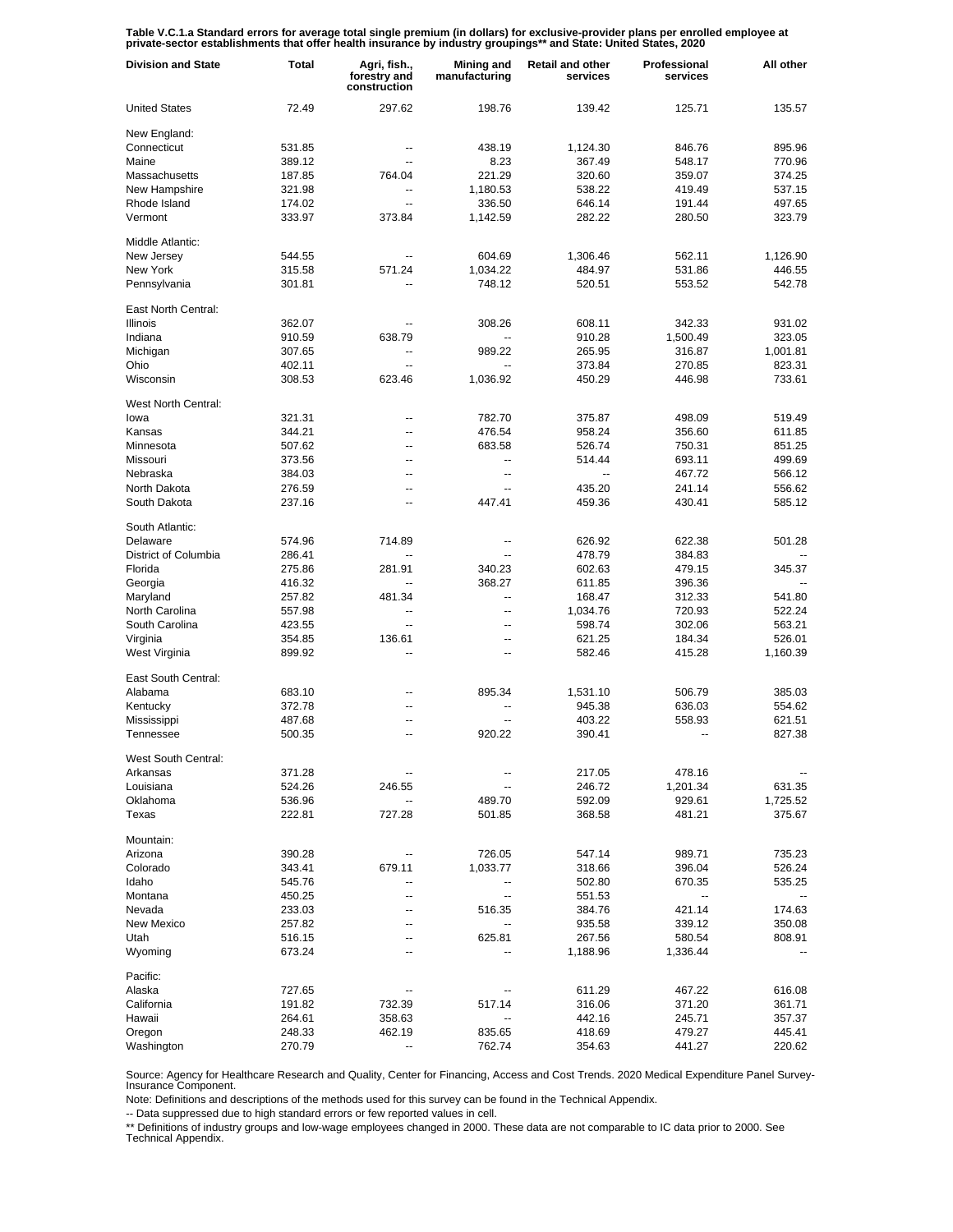**Table V.C.1.a Standard errors for average total single premium (in dollars) for exclusive-provider plans per enrolled employee at private-sector establishments that offer health insurance by industry groupings** and State: United States, 2020**

| Division and State | Total | Agri, fish., forestry and construction | Mining and manufacturing | Retail and other services | Professional services | All other |
|---|---|---|---|---|---|---|
| United States | 72.49 | 297.62 | 198.76 | 139.42 | 125.71 | 135.57 |
| New England: | | | | | | |
| Connecticut | 531.85 | -- | 438.19 | 1,124.30 | 846.76 | 895.96 |
| Maine | 389.12 | -- | 8.23 | 367.49 | 548.17 | 770.96 |
| Massachusetts | 187.85 | 764.04 | 221.29 | 320.60 | 359.07 | 374.25 |
| New Hampshire | 321.98 | -- | 1,180.53 | 538.22 | 419.49 | 537.15 |
| Rhode Island | 174.02 | -- | 336.50 | 646.14 | 191.44 | 497.65 |
| Vermont | 333.97 | 373.84 | 1,142.59 | 282.22 | 280.50 | 323.79 |
| Middle Atlantic: | | | | | | |
| New Jersey | 544.55 | -- | 604.69 | 1,306.46 | 562.11 | 1,126.90 |
| New York | 315.58 | 571.24 | 1,034.22 | 484.97 | 531.86 | 446.55 |
| Pennsylvania | 301.81 | -- | 748.12 | 520.51 | 553.52 | 542.78 |
| East North Central: | | | | | | |
| Illinois | 362.07 | -- | 308.26 | 608.11 | 342.33 | 931.02 |
| Indiana | 910.59 | 638.79 | -- | 910.28 | 1,500.49 | 323.05 |
| Michigan | 307.65 | -- | 989.22 | 265.95 | 316.87 | 1,001.81 |
| Ohio | 402.11 | -- | -- | 373.84 | 270.85 | 823.31 |
| Wisconsin | 308.53 | 623.46 | 1,036.92 | 450.29 | 446.98 | 733.61 |
| West North Central: | | | | | | |
| Iowa | 321.31 | -- | 782.70 | 375.87 | 498.09 | 519.49 |
| Kansas | 344.21 | -- | 476.54 | 958.24 | 356.60 | 611.85 |
| Minnesota | 507.62 | -- | 683.58 | 526.74 | 750.31 | 851.25 |
| Missouri | 373.56 | -- | -- | 514.44 | 693.11 | 499.69 |
| Nebraska | 384.03 | -- | -- | -- | 467.72 | 566.12 |
| North Dakota | 276.59 | -- | -- | 435.20 | 241.14 | 556.62 |
| South Dakota | 237.16 | -- | 447.41 | 459.36 | 430.41 | 585.12 |
| South Atlantic: | | | | | | |
| Delaware | 574.96 | 714.89 | -- | 626.92 | 622.38 | 501.28 |
| District of Columbia | 286.41 | -- | -- | 478.79 | 384.83 | -- |
| Florida | 275.86 | 281.91 | 340.23 | 602.63 | 479.15 | 345.37 |
| Georgia | 416.32 | -- | 368.27 | 611.85 | 396.36 | -- |
| Maryland | 257.82 | 481.34 | -- | 168.47 | 312.33 | 541.80 |
| North Carolina | 557.98 | -- | -- | 1,034.76 | 720.93 | 522.24 |
| South Carolina | 423.55 | -- | -- | 598.74 | 302.06 | 563.21 |
| Virginia | 354.85 | 136.61 | -- | 621.25 | 184.34 | 526.01 |
| West Virginia | 899.92 | -- | -- | 582.46 | 415.28 | 1,160.39 |
| East South Central: | | | | | | |
| Alabama | 683.10 | -- | 895.34 | 1,531.10 | 506.79 | 385.03 |
| Kentucky | 372.78 | -- | -- | 945.38 | 636.03 | 554.62 |
| Mississippi | 487.68 | -- | -- | 403.22 | 558.93 | 621.51 |
| Tennessee | 500.35 | -- | 920.22 | 390.41 | -- | 827.38 |
| West South Central: | | | | | | |
| Arkansas | 371.28 | -- | -- | 217.05 | 478.16 | -- |
| Louisiana | 524.26 | 246.55 | -- | 246.72 | 1,201.34 | 631.35 |
| Oklahoma | 536.96 | -- | 489.70 | 592.09 | 929.61 | 1,725.52 |
| Texas | 222.81 | 727.28 | 501.85 | 368.58 | 481.21 | 375.67 |
| Mountain: | | | | | | |
| Arizona | 390.28 | -- | 726.05 | 547.14 | 989.71 | 735.23 |
| Colorado | 343.41 | 679.11 | 1,033.77 | 318.66 | 396.04 | 526.24 |
| Idaho | 545.76 | -- | -- | 502.80 | 670.35 | 535.25 |
| Montana | 450.25 | -- | -- | 551.53 | -- | -- |
| Nevada | 233.03 | -- | 516.35 | 384.76 | 421.14 | 174.63 |
| New Mexico | 257.82 | -- | -- | 935.58 | 339.12 | 350.08 |
| Utah | 516.15 | -- | 625.81 | 267.56 | 580.54 | 808.91 |
| Wyoming | 673.24 | -- | -- | 1,188.96 | 1,336.44 | -- |
| Pacific: | | | | | | |
| Alaska | 727.65 | -- | -- | 611.29 | 467.22 | 616.08 |
| California | 191.82 | 732.39 | 517.14 | 316.06 | 371.20 | 361.71 |
| Hawaii | 264.61 | 358.63 | -- | 442.16 | 245.71 | 357.37 |
| Oregon | 248.33 | 462.19 | 835.65 | 418.69 | 479.27 | 445.41 |
| Washington | 270.79 | -- | 762.74 | 354.63 | 441.27 | 220.62 |

Source: Agency for Healthcare Research and Quality, Center for Financing, Access and Cost Trends. 2020 Medical Expenditure Panel Survey-Insurance Component.

Note: Definitions and descriptions of the methods used for this survey can be found in the Technical Appendix.

-- Data suppressed due to high standard errors or few reported values in cell.

** Definitions of industry groups and low-wage employees changed in 2000. These data are not comparable to IC data prior to 2000. See Technical Appendix.